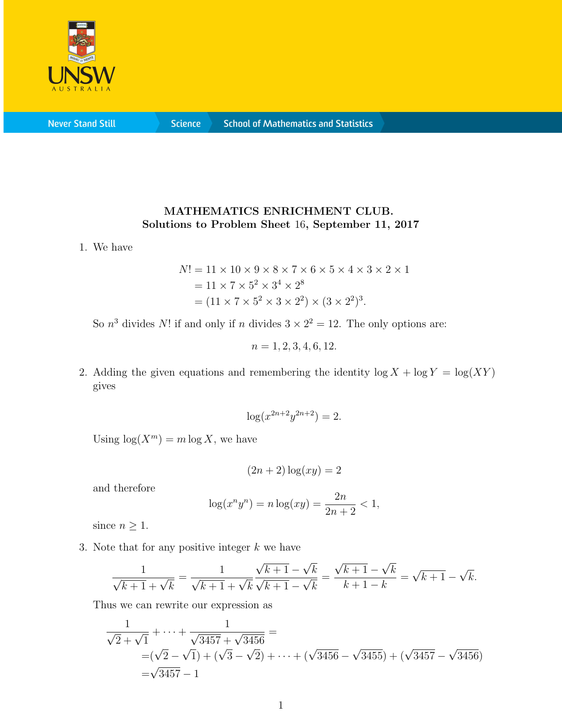**MATHEMATICS ENRICHMENT CLUB.**
**Solutions to Problem Sheet 16, September 11, 2017**

1. We have

$$
\begin{aligned}
N! &= 11 \times 10 \times 9 \times 8 \times 7 \times 6 \times 5 \times 4 \times 3 \times 2 \times 1 \\
&= 11 \times 7 \times 5^2 \times 3^4 \times 2^8 \\
&= (11 \times 7 \times 5^2 \times 3 \times 2^2) \times (3 \times 2^2)^3.
\end{aligned}
$$

So $n^3$ divides $N!$ if and only if $n$ divides $3 \times 2^2 = 12$. The only options are:

$$n = 1, 2, 3, 4, 6, 12.$$

2. Adding the given equations and remembering the identity $\log X + \log Y = \log(XY)$ gives

$$\log(x^{2n+2}y^{2n+2}) = 2.$$

Using $\log(X^m) = m \log X$, we have

$$(2n+2)\log(xy) = 2$$

and therefore

$$\log(x^n y^n) = n \log(xy) = \frac{2n}{2n+2} < 1,$$

since $n \geq 1$.

3. Note that for any positive integer $k$ we have

$$\frac{1}{\sqrt{k+1}+\sqrt{k}} = \frac{1}{\sqrt{k+1}+\sqrt{k}} \frac{\sqrt{k+1}-\sqrt{k}}{\sqrt{k+1}-\sqrt{k}} = \frac{\sqrt{k+1}-\sqrt{k}}{k+1-k} = \sqrt{k+1}-\sqrt{k}.$$

Thus we can rewrite our expression as

$$
\begin{aligned}
&\frac{1}{\sqrt{2}+\sqrt{1}} + \cdots + \frac{1}{\sqrt{3457}+\sqrt{3456}} = \\
&\quad = (\sqrt{2}-\sqrt{1}) + (\sqrt{3}-\sqrt{2}) + \cdots + (\sqrt{3456}-\sqrt{3455}) + (\sqrt{3457}-\sqrt{3456}) \\
&\quad = \sqrt{3457} - 1
\end{aligned}
$$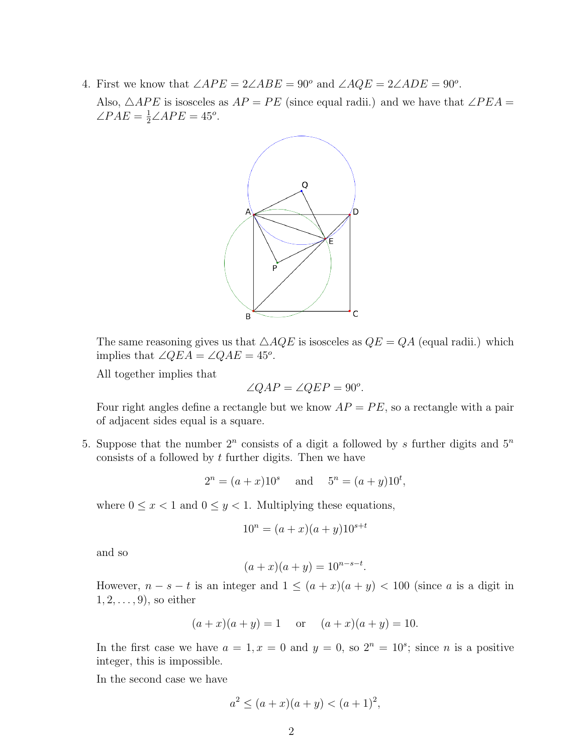4. First we know that $\angle APE = 2\angle ABE = 90^o$ and $\angle AQE = 2\angle ADE = 90^o$.

   Also, $\triangle APE$ is isosceles as $AP = PE$ (since equal radii.) and we have that $\angle PEA = \angle PAE = \frac{1}{2}\angle APE = 45^o$.

   The same reasoning gives us that $\triangle AQE$ is isosceles as $QE = QA$ (equal radii.) which implies that $\angle QEA = \angle QAE = 45^o$.

   All together implies that

   $$\angle QAP = \angle QEP = 90^o.$$

   Four right angles define a rectangle but we know $AP = PE$, so a rectangle with a pair of adjacent sides equal is a square.

5. Suppose that the number $2^n$ consists of a digit $a$ followed by $s$ further digits and $5^n$ consists of $a$ followed by $t$ further digits. Then we have

   $$2^n = (a + x)10^s \quad \text{and} \quad 5^n = (a + y)10^t,$$

   where $0 \leq x < 1$ and $0 \leq y < 1$. Multiplying these equations,

   $$10^n = (a + x)(a + y)10^{s+t}$$

   and so

   $$(a + x)(a + y) = 10^{n-s-t}.$$

   However, $n - s - t$ is an integer and $1 \leq (a + x)(a + y) < 100$ (since $a$ is a digit in $1, 2, \ldots, 9$), so either

   $$(a + x)(a + y) = 1 \quad \text{or} \quad (a + x)(a + y) = 10.$$

   In the first case we have $a = 1, x = 0$ and $y = 0$, so $2^n = 10^s$; since $n$ is a positive integer, this is impossible.

   In the second case we have

   $$a^2 \leq (a + x)(a + y) < (a + 1)^2,$$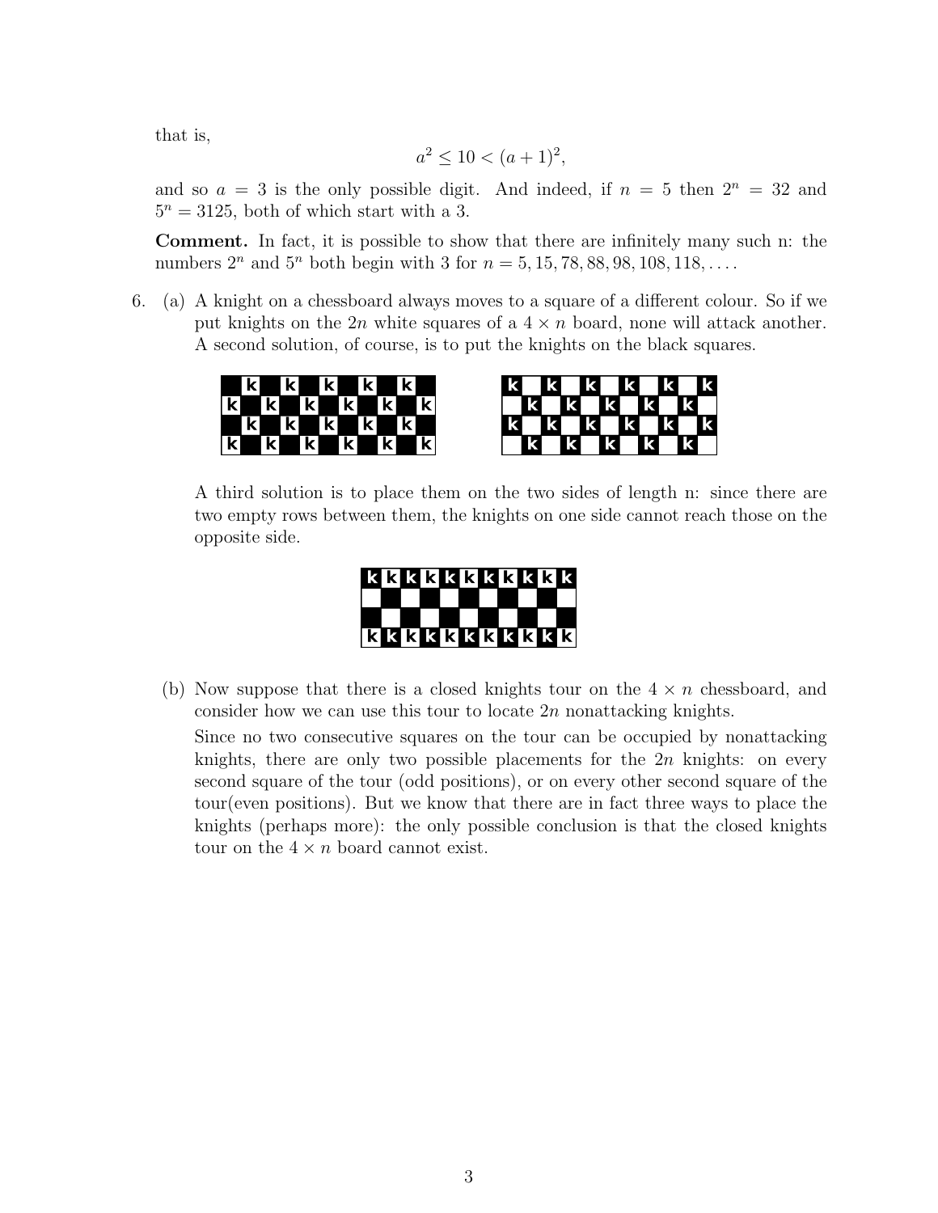that is,

$$a^2 \leq 10 < (a+1)^2,$$

and so $a = 3$ is the only possible digit. And indeed, if $n = 5$ then $2^n = 32$ and $5^n = 3125$, both of which start with a 3.

**Comment.** In fact, it is possible to show that there are infinitely many such n: the numbers $2^n$ and $5^n$ both begin with 3 for $n = 5, 15, 78, 88, 98, 108, 118, \ldots$.

6. (a) A knight on a chessboard always moves to a square of a different colour. So if we put knights on the $2n$ white squares of a $4 \times n$ board, none will attack another. A second solution, of course, is to put the knights on the black squares.

   A third solution is to place them on the two sides of length n: since there are two empty rows between them, the knights on one side cannot reach those on the opposite side.

   (b) Now suppose that there is a closed knights tour on the $4 \times n$ chessboard, and consider how we can use this tour to locate $2n$ nonattacking knights.

   Since no two consecutive squares on the tour can be occupied by nonattacking knights, there are only two possible placements for the $2n$ knights: on every second square of the tour (odd positions), or on every other second square of the tour(even positions). But we know that there are in fact three ways to place the knights (perhaps more): the only possible conclusion is that the closed knights tour on the $4 \times n$ board cannot exist.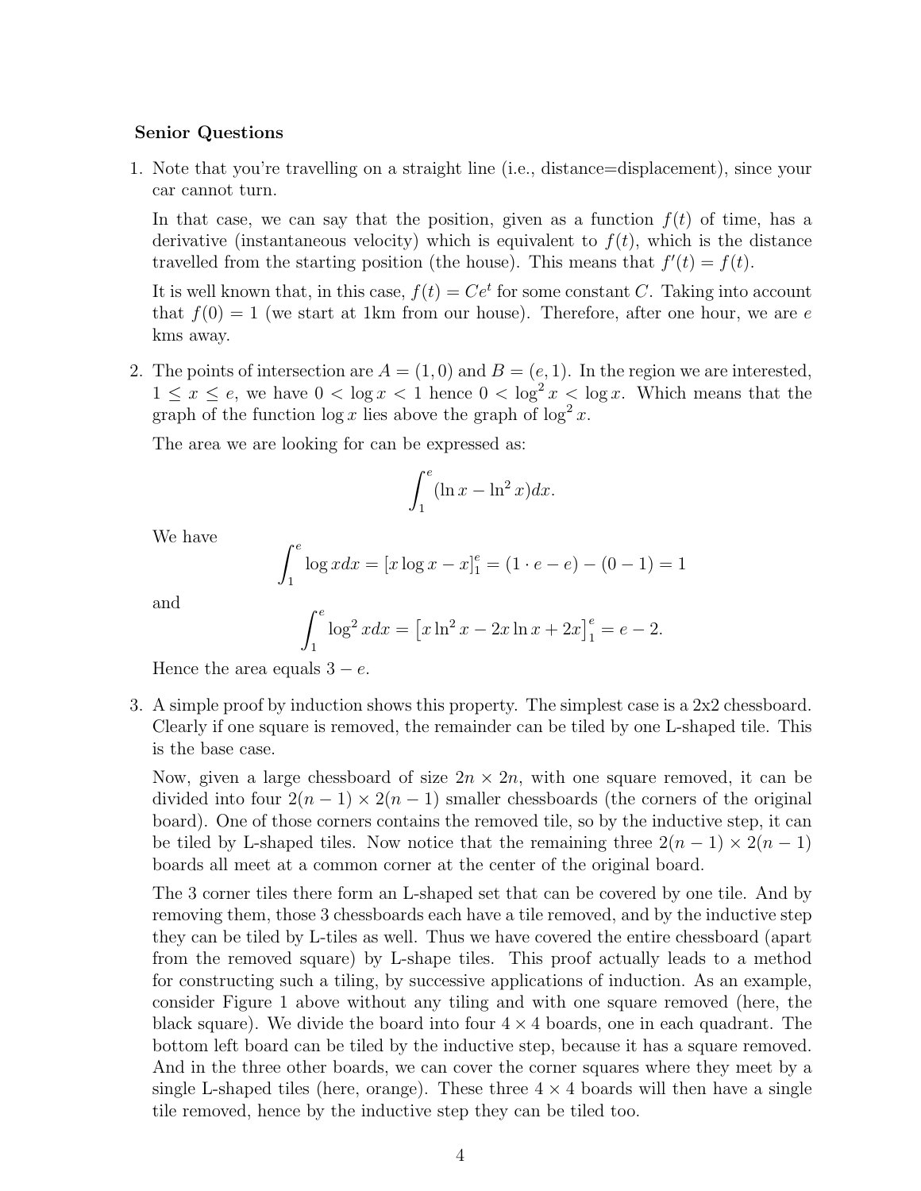**Senior Questions**

1. Note that you're travelling on a straight line (i.e., distance=displacement), since your car cannot turn.

   In that case, we can say that the position, given as a function $f(t)$ of time, has a derivative (instantaneous velocity) which is equivalent to $f(t)$, which is the distance travelled from the starting position (the house). This means that $f'(t) = f(t)$.

   It is well known that, in this case, $f(t) = Ce^t$ for some constant $C$. Taking into account that $f(0) = 1$ (we start at 1km from our house). Therefore, after one hour, we are $e$ kms away.

2. The points of intersection are $A = (1, 0)$ and $B = (e, 1)$. In the region we are interested, $1 \le x \le e$, we have $0 < \log x < 1$ hence $0 < \log^2 x < \log x$. Which means that the graph of the function $\log x$ lies above the graph of $\log^2 x$.

   The area we are looking for can be expressed as:

   $$\int_1^e (\ln x - \ln^2 x) dx.$$

   We have

   $$\int_1^e \log x dx = [x \log x - x]_1^e = (1 \cdot e - e) - (0 - 1) = 1$$

   and

   $$\int_1^e \log^2 x dx = \left[x \ln^2 x - 2x \ln x + 2x\right]_1^e = e - 2.$$

   Hence the area equals $3 - e$.

3. A simple proof by induction shows this property. The simplest case is a 2x2 chessboard. Clearly if one square is removed, the remainder can be tiled by one L-shaped tile. This is the base case.

   Now, given a large chessboard of size $2n \times 2n$, with one square removed, it can be divided into four $2(n-1) \times 2(n-1)$ smaller chessboards (the corners of the original board). One of those corners contains the removed tile, so by the inductive step, it can be tiled by L-shaped tiles. Now notice that the remaining three $2(n-1) \times 2(n-1)$ boards all meet at a common corner at the center of the original board.

   The 3 corner tiles there form an L-shaped set that can be covered by one tile. And by removing them, those 3 chessboards each have a tile removed, and by the inductive step they can be tiled by L-tiles as well. Thus we have covered the entire chessboard (apart from the removed square) by L-shape tiles. This proof actually leads to a method for constructing such a tiling, by successive applications of induction. As an example, consider Figure 1 above without any tiling and with one square removed (here, the black square). We divide the board into four $4 \times 4$ boards, one in each quadrant. The bottom left board can be tiled by the inductive step, because it has a square removed. And in the three other boards, we can cover the corner squares where they meet by a single L-shaped tiles (here, orange). These three $4 \times 4$ boards will then have a single tile removed, hence by the inductive step they can be tiled too.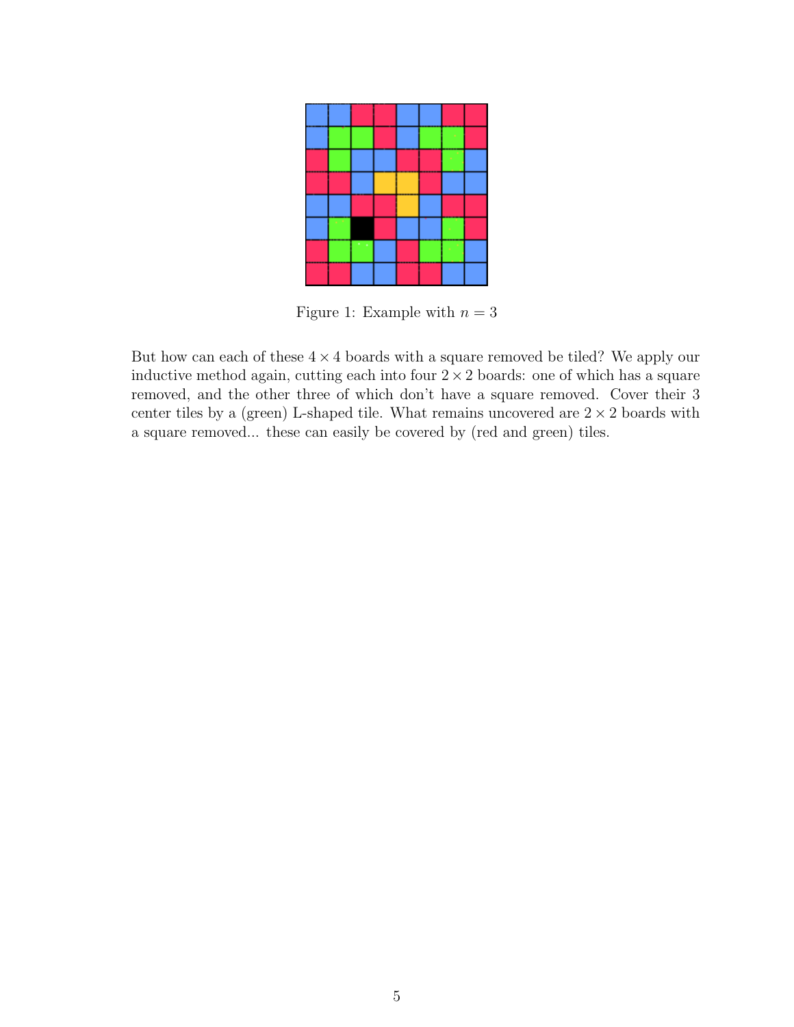Figure 1: Example with $n = 3$

But how can each of these $4 \times 4$ boards with a square removed be tiled? We apply our inductive method again, cutting each into four $2 \times 2$ boards: one of which has a square removed, and the other three of which don't have a square removed. Cover their 3 center tiles by a (green) L-shaped tile. What remains uncovered are $2 \times 2$ boards with a square removed... these can easily be covered by (red and green) tiles.